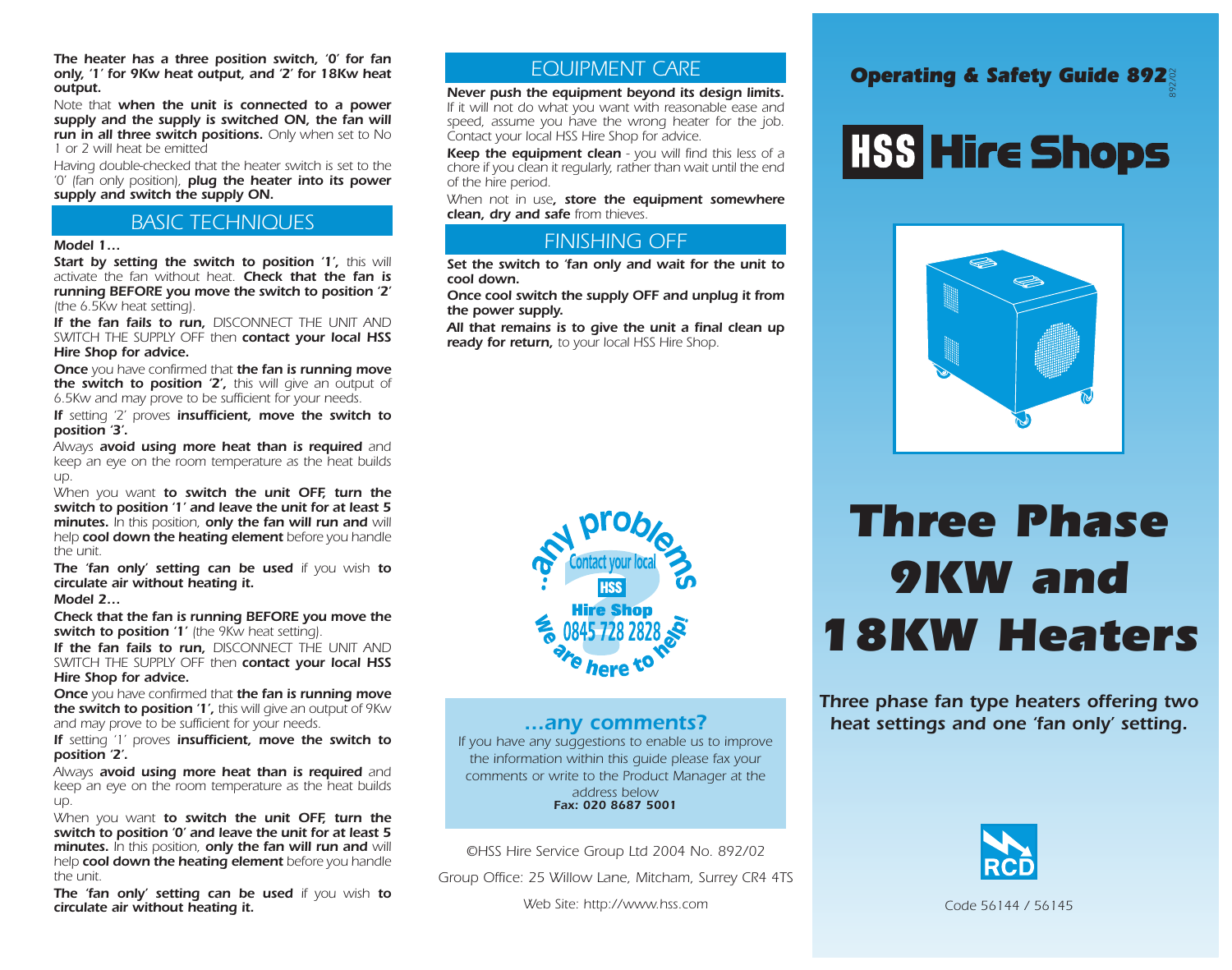**The heater has a three position switch, '0' for fan only, '1' for 9Kw heat output, and '2' for 18Kw heat output.**

Note that **when the unit is connected to a power supply and the supply is switched ON, the fan will run in all three switch positions.** Only when set to No 1 or 2 will heat be emitted

Having double-checked that the heater switch is set to the '0' (fan only position), **plug the heater into its power supply and switch the supply ON.**

## BASIC TECHNIQUES

**Model 1…**

**Start by setting the switch to position '1',** this will activate the fan without heat. **Check that the fan is running BEFORE you move the switch to position '2'** (the 6.5Kw heat setting).

**If the fan fails to run,** DISCONNECT THE UNIT AND SWITCH THE SUPPLY OFF then **contact your local HSS Hire Shop for advice.**

**Once** you have confirmed that **the fan is running move the switch to position '2',** this will give an output of 6.5Kw and may prove to be sufficient for your needs.

**If** setting '2' proves **insufficient, move the switch to position '3'.**

Always **avoid using more heat than is required** and keep an eye on the room temperature as the heat builds up.

When you want **to switch the unit OFF, turn the switch to position '1' and leave the unit for at least 5 minutes.** In this position, **only the fan will run and** will help **cool down the heating element** before you handle the unit.

**The 'fan only' setting can be used** if you wish **to circulate air without heating it.**

**Model 2…**

**Check that the fan is running BEFORE you move the switch to position '1'** (the 9Kw heat setting).

**If the fan fails to run,** DISCONNECT THE UNIT AND SWITCH THE SUPPLY OFF then **contact your local HSS Hire Shop for advice.**

**Once** you have confirmed that **the fan is running move the switch to position '1',** this will give an output of 9Kw and may prove to be sufficient for your needs.

**If** setting '1' proves **insufficient, move the switch to position '2'.**

Always **avoid using more heat than is required** and keep an eye on the room temperature as the heat builds up.

When you want **to switch the unit OFF, turn the switch to position '0' and leave the unit for at least 5 minutes.** In this position, **only the fan will run and** will help **cool down the heating element** before you handle the unit.

**The 'fan only' setting can be used** if you wish **to circulate air without heating it.**

## EQUIPMENT CARE

**Never push the equipment beyond its design limits.** If it will not do what you want with reasonable ease and speed, assume you have the wrong heater for the job. Contact your local HSS Hire Shop for advice.

**Keep the equipment clean** - you will find this less of a chore if you clean it regularly, rather than wait until the end of the hire period.

When not in use**, store the equipment somewhere clean, dry and safe** from thieves.

## FINISHING OFF

**Set the switch to 'fan only and wait for the unit to cool down.**

**Once cool switch the supply OFF and unplug it from the power supply.**

**All that remains is to give the unit a final clean up ready for return,** to your local HSS Hire Shop.

...any problems? Contact your local HSS Hire Shop 0845 728 2828 We are here to help!

### ...any comments?

If you have any suggestions to enable us to improve the information within this guide please fax your comments or write to the Product Manager at the address below

**Fax: 020 8687 5001**

©HSS Hire Service Group Ltd 2004 No. 892/02

Group Office: 25 Willow Lane, Mitcham, Surrey CR4 4TS

Web Site: http://www.hss.com

**Operating & Safety Guide 892**

892/02

**HSS Hire Shops**

# Three Phase 9KW and 18KW Heaters

***Three phase fan type heaters offering two heat settings and one 'fan only' setting.***

RCD

Code 56144 / 56145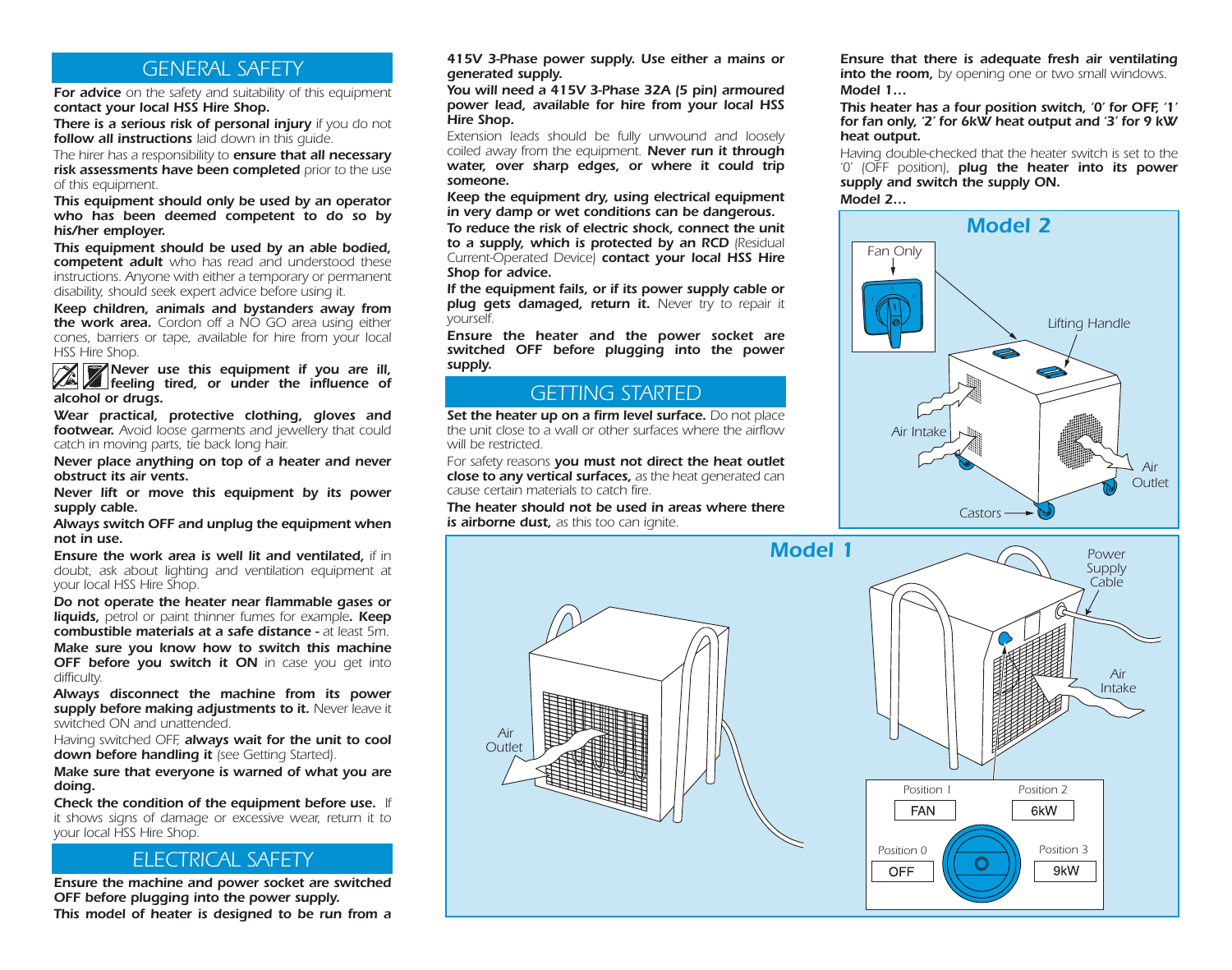## GENERAL SAFETY

**For advice** on the safety and suitability of this equipment **contact your local HSS Hire Shop.**

**There is a serious risk of personal injury** if you do not **follow all instructions** laid down in this guide.

The hirer has a responsibility to **ensure that all necessary risk assessments have been completed** prior to the use of this equipment.

**This equipment should only be used by an operator who has been deemed competent to do so by his/her employer.**

**This equipment should be used by an able bodied, competent adult** who has read and understood these instructions. Anyone with either a temporary or permanent disability, should seek expert advice before using it.

**Keep children, animals and bystanders away from the work area.** Cordon off a NO GO area using either cones, barriers or tape, available for hire from your local HSS Hire Shop.

**Never use this equipment if you are ill, feeling tired, or under the influence of alcohol or drugs.**

**Wear practical, protective clothing, gloves and footwear.** Avoid loose garments and jewellery that could catch in moving parts, tie back long hair.

**Never place anything on top of a heater and never obstruct its air vents.**

**Never lift or move this equipment by its power supply cable.**

**Always switch OFF and unplug the equipment when not in use.**

**Ensure the work area is well lit and ventilated,** if in doubt, ask about lighting and ventilation equipment at your local HSS Hire Shop.

**Do not operate the heater near flammable gases or liquids,** petrol or paint thinner fumes for example**. Keep combustible materials at a safe distance -** at least 5m.

**Make sure you know how to switch this machine OFF before you switch it ON** in case you get into difficulty.

**Always disconnect the machine from its power supply before making adjustments to it.** Never leave it switched ON and unattended.

Having switched OFF, **always wait for the unit to cool down before handling it** *(see Getting Started)*.

**Make sure that everyone is warned of what you are doing.**

**Check the condition of the equipment before use.** If it shows signs of damage or excessive wear, return it to your local HSS Hire Shop.

## ELECTRICAL SAFETY

**Ensure the machine and power socket are switched OFF before plugging into the power supply.**

***This model of heater is designed to be run from a 415V 3-Phase power supply. Use either a mains or generated supply.***

***You will need a 415V 3-Phase 32A (5 pin) armoured power lead, available for hire from your local HSS Hire Shop.***

Extension leads should be fully unwound and loosely coiled away from the equipment. **Never run it through water, over sharp edges, or where it could trip someone.**

**Keep the equipment dry, using electrical equipment in very damp or wet conditions can be dangerous.**

**To reduce the risk of electric shock, connect the unit to a supply, which is protected by an RCD** (Residual Current-Operated Device) **contact your local HSS Hire Shop for advice.**

**If the equipment fails, or if its power supply cable or plug gets damaged, return it.** Never try to repair it yourself.

**Ensure the heater and the power socket are switched OFF before plugging into the power supply.**

## GETTING STARTED

**Set the heater up on a firm level surface.** Do not place the unit close to a wall or other surfaces where the airflow will be restricted.

For safety reasons **you must not direct the heat outlet close to any vertical surfaces,** as the heat generated can cause certain materials to catch fire.

**The heater should not be used in areas where there is airborne dust,** as this too can ignite.

**Ensure that there is adequate fresh air ventilating into the room,** by opening one or two small windows.

***Model 1…***

***This heater has a four position switch, '0' for OFF, '1' for fan only, '2' for 6kW heat output and '3' for 9 kW heat output.***

Having double-checked that the heater switch is set to the '0' (OFF position), **plug the heater into its power supply and switch the supply ON.**

***Model 2…***

**Model 2**

Fan Only

Lifting Handle

Air Intake

Air Outlet

Castors

**Model 1**

Power Supply Cable

Air Intake

Air Outlet

Position 1 FAN

Position 2 6kW

Position 0 OFF

Position 3 9kW